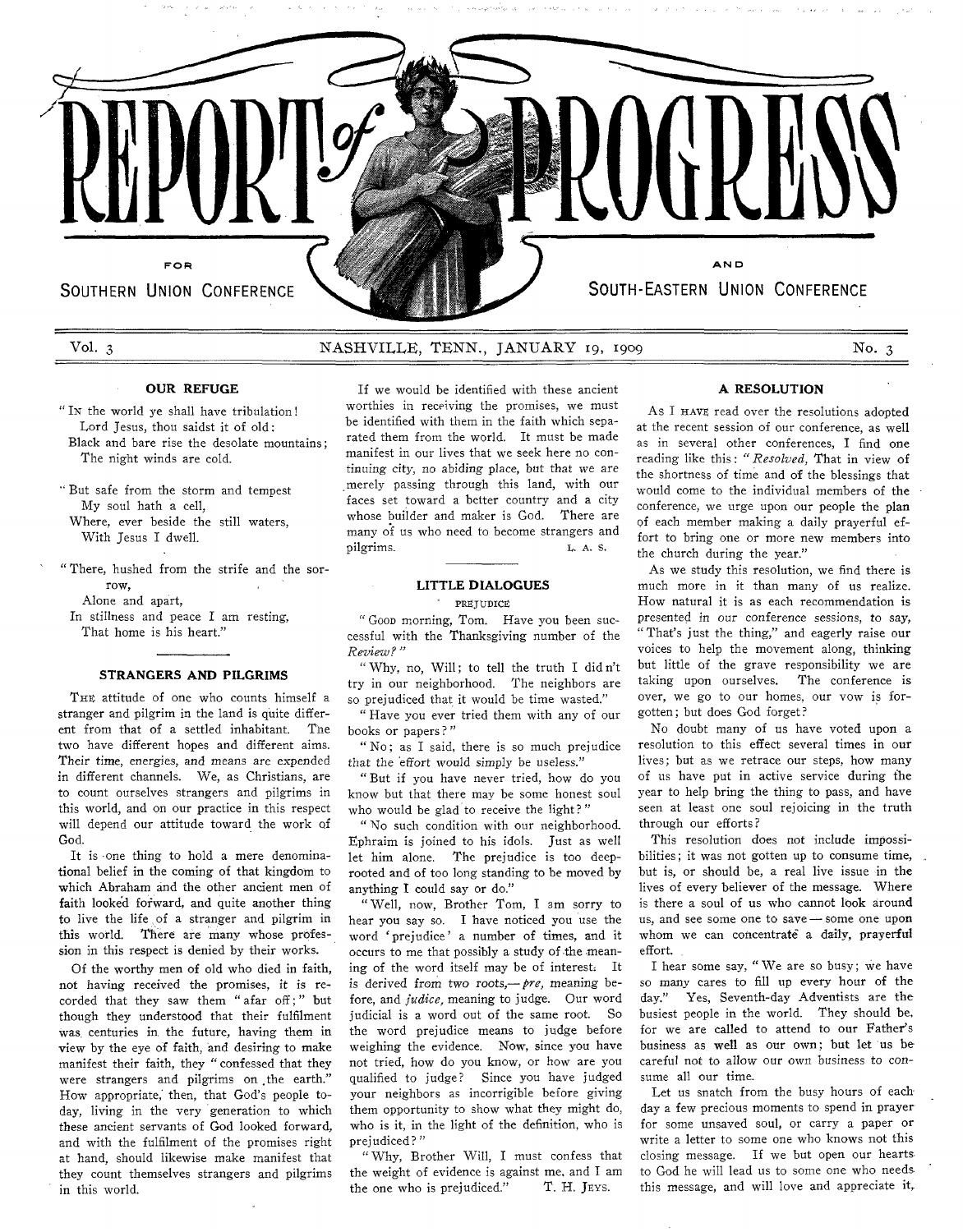# REPORT of PROGRESS

FOR SOUTHERN UNION CONFERENCE AND SOUTH-EASTERN UNION CONFERENCE

Vol. 3 NASHVILLE, TENN., JANUARY 19, 1909 No. 3

## OUR REFUGE

"IN the world ye shall have tribulation!
Lord Jesus, thou saidst it of old:
Black and bare rise the desolate mountains;
The night winds are cold.

"But safe from the storm and tempest
My soul hath a cell,
Where, ever beside the still waters,
With Jesus I dwell.

"There, hushed from the strife and the sorrow,
Alone and apart,
In stillness and peace I am resting,
That home is his heart."

## STRANGERS AND PILGRIMS

THE attitude of one who counts himself a stranger and pilgrim in the land is quite different from that of a settled inhabitant. The two have different hopes and different aims. Their time, energies, and means are expended in different channels. We, as Christians, are to count ourselves strangers and pilgrims in this world, and on our practice in this respect will depend our attitude toward the work of God.

It is one thing to hold a mere denominational belief in the coming of that kingdom to which Abraham and the other ancient men of faith looked forward, and quite another thing to live the life of a stranger and pilgrim in this world. There are many whose profession in this respect is denied by their works.

Of the worthy men of old who died in faith, not having received the promises, it is recorded that they saw them "afar off;" but though they understood that their fulfilment was centuries in the future, having them in view by the eye of faith, and desiring to make manifest their faith, they "confessed that they were strangers and pilgrims on the earth." How appropriate, then, that God's people today, living in the very generation to which these ancient servants of God looked forward, and with the fulfilment of the promises right at hand, should likewise make manifest that they count themselves strangers and pilgrims in this world.

If we would be identified with these ancient worthies in receiving the promises, we must be identified with them in the faith which separated them from the world. It must be made manifest in our lives that we seek here no continuing city, no abiding place, but that we are merely passing through this land, with our faces set toward a better country and a city whose builder and maker is God. There are many of us who need to become strangers and pilgrims.

L. A. S.

## LITTLE DIALOGUES

### PREJUDICE

"GOOD morning, Tom. Have you been successful with the Thanksgiving number of the *Review?*"

"Why, no, Will; to tell the truth I didn't try in our neighborhood. The neighbors are so prejudiced that it would be time wasted."

"Have you ever tried them with any of our books or papers?"

"No; as I said, there is so much prejudice that the effort would simply be useless."

"But if you have never tried, how do you know but that there may be some honest soul who would be glad to receive the light?"

"No such condition with our neighborhood. Ephraim is joined to his idols. Just as well let him alone. The prejudice is too deep-rooted and of too long standing to be moved by anything I could say or do."

"Well, now, Brother Tom, I am sorry to hear you say so. I have noticed you use the word 'prejudice' a number of times, and it occurs to me that possibly a study of the meaning of the word itself may be of interest. It is derived from two roots,—*pre,* meaning before, and *judice,* meaning to judge. Our word judicial is a word out of the same root. So the word prejudice means to judge before weighing the evidence. Now, since you have not tried, how do you know, or how are you qualified to judge? Since you have judged your neighbors as incorrigible before giving them opportunity to show what they might do, who is it, in the light of the definition, who is prejudiced?"

"Why, Brother Will, I must confess that the weight of evidence is against me, and I am the one who is prejudiced."

T. H. JEYS.

## A RESOLUTION

As I HAVE read over the resolutions adopted at the recent session of our conference, as well as in several other conferences, I find one reading like this: "*Resolved,* That in view of the shortness of time and of the blessings that would come to the individual members of the conference, we urge upon our people the plan of each member making a daily prayerful effort to bring one or more new members into the church during the year."

As we study this resolution, we find there is much more in it than many of us realize. How natural it is as each recommendation is presented in our conference sessions, to say, "That's just the thing," and eagerly raise our voices to help the movement along, thinking but little of the grave responsibility we are taking upon ourselves. The conference is over, we go to our homes, our vow is forgotten; but does God forget?

No doubt many of us have voted upon a resolution to this effect several times in our lives; but as we retrace our steps, how many of us have put in active service during the year to help bring the thing to pass, and have seen at least one soul rejoicing in the truth through our efforts?

This resolution does not include impossibilities; it was not gotten up to consume time, but is, or should be, a real live issue in the lives of every believer of the message. Where is there a soul of us who cannot look around us, and see some one to save—some one upon whom we can concentrate a daily, prayerful effort.

I hear some say, "We are so busy; we have so many cares to fill up every hour of the day." Yes, Seventh-day Adventists are the busiest people in the world. They should be, for we are called to attend to our Father's business as well as our own; but let us be careful not to allow our own business to consume all our time.

Let us snatch from the busy hours of each day a few precious moments to spend in prayer for some unsaved soul, or carry a paper or write a letter to some one who knows not this closing message. If we but open our hearts to God he will lead us to some one who needs this message, and will love and appreciate it,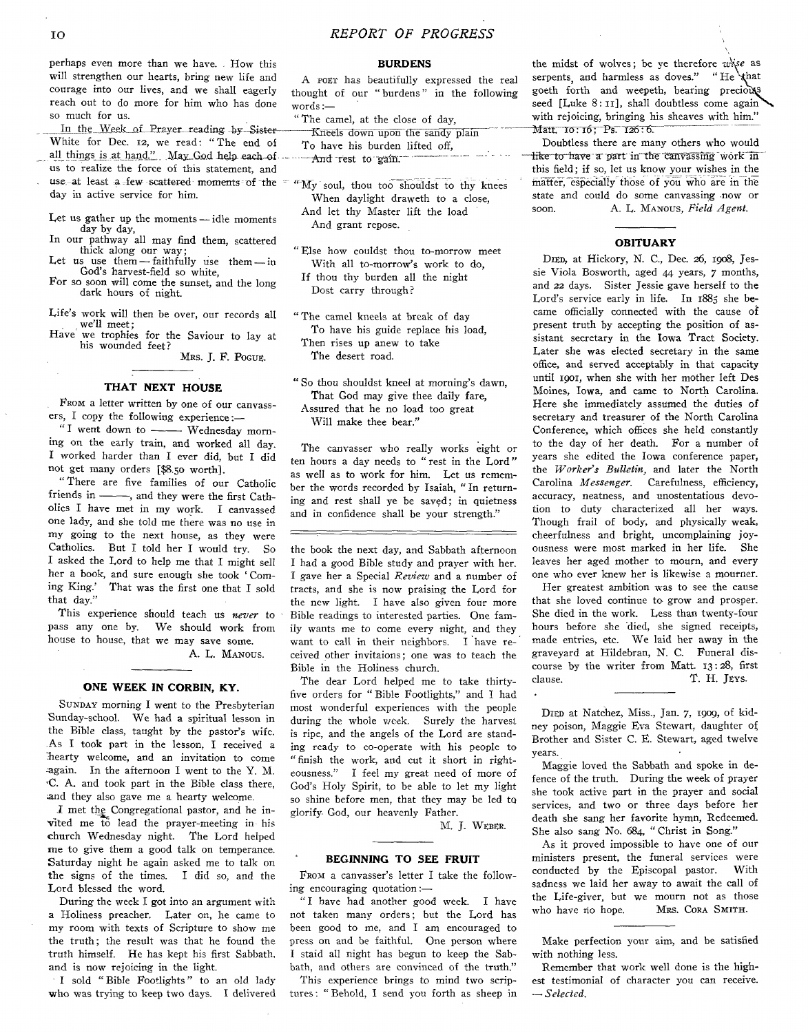perhaps even more than we have. How this will strengthen our hearts, bring new life and courage into our lives, and we shall eagerly reach out to do more for him who has done so much for us.

In the Week of Prayer reading by Sister White for Dec. 12, we read: "The end of all things is at hand." May God help each of us to realize the force of this statement, and use at least a few scattered moments of the day in active service for him.

Let us gather up the moments — idle moments day by day,
In our pathway all may find them, scattered thick along our way;
Let us use them — faithfully use them — in God's harvest-field so white,
For so soon will come the sunset, and the long dark hours of night.

Life's work will then be over, our records all we'll meet;
Have we trophies for the Saviour to lay at his wounded feet?

MRS. J. F. POGUE.

## THAT NEXT HOUSE

FROM a letter written by one of our canvassers, I copy the following experience:—

"I went down to ——— Wednesday morning on the early train, and worked all day. I worked harder than I ever did, but I did not get many orders [$8.50 worth].

"There are five families of our Catholic friends in ———, and they were the first Catholics I have met in my work. I canvassed one lady, and she told me there was no use in my going to the next house, as they were Catholics. But I told her I would try. So I asked the Lord to help me that I might sell her a book, and sure enough she took 'Coming King.' That was the first one that I sold that day."

This experience should teach us *never* to pass any one by. We should work from house to house, that we may save some.

A. L. MANOUS.

## ONE WEEK IN CORBIN, KY.

SUNDAY morning I went to the Presbyterian Sunday-school. We had a spiritual lesson in the Bible class, taught by the pastor's wife. As I took part in the lesson, I received a hearty welcome, and an invitation to come again. In the afternoon I went to the Y. M. C. A. and took part in the Bible class there, and they also gave me a hearty welcome.

I met the Congregational pastor, and he invited me to lead the prayer-meeting in his church Wednesday night. The Lord helped me to give them a good talk on temperance. Saturday night he again asked me to talk on the signs of the times. I did so, and the Lord blessed the word.

During the week I got into an argument with a Holiness preacher. Later on, he came to my room with texts of Scripture to show me the truth; the result was that he found the truth himself. He has kept his first Sabbath, and is now rejoicing in the light.

I sold "Bible Footlights" to an old lady who was trying to keep two days. I delivered the book the next day, and Sabbath afternoon I had a good Bible study and prayer with her. I gave her a Special *Review* and a number of tracts, and she is now praising the Lord for the new light. I have also given four more Bible readings to interested parties. One family wants me to come every night, and they want to call in their neighbors. I have received other invitaions; one was to teach the Bible in the Holiness church.

The dear Lord helped me to take thirty-five orders for "Bible Footlights," and I had most wonderful experiences with the people during the whole week. Surely the harvest is ripe, and the angels of the Lord are standing ready to co-operate with his people to "finish the work, and cut it short in righteousness." I feel my great need of more of God's Holy Spirit, to be able to let my light so shine before men, that they may be led to glorify God, our heavenly Father.

M. J. WEBER.

## BURDENS

A POET has beautifully expressed the real thought of our "burdens" in the following words:—

"The camel, at the close of day,
Kneels down upon the sandy plain
To have his burden lifted off,
And rest to gain.

"My soul, thou too shouldst to thy knees
When daylight draweth to a close,
And let thy Master lift the load
And grant repose.

"Else how couldst thou to-morrow meet
With all to-morrow's work to do,
If thou thy burden all the night
Dost carry through?

"The camel kneels at break of day
To have his guide replace his load,
Then rises up anew to take
The desert road.

"So thou shouldst kneel at morning's dawn,
That God may give thee daily fare,
Assured that he no load too great
Will make thee bear."

The canvasser who really works eight or ten hours a day needs to "rest in the Lord" as well as to work for him. Let us remember the words recorded by Isaiah, "In returning and rest shall ye be saved; in quietness and in confidence shall be your strength."

## BEGINNING TO SEE FRUIT

FROM a canvasser's letter I take the following encouraging quotation:—

"I have had another good week. I have not taken many orders; but the Lord has been good to me, and I am encouraged to press on and be faithful. One person where I staid all night has begun to keep the Sabbath, and others are convinced of the truth."

This experience brings to mind two scriptures: "Behold, I send you forth as sheep in the midst of wolves; be ye therefore wise as serpents, and harmless as doves." "He that goeth forth and weepeth, bearing precious seed [Luke 8:11], shall doubtless come again with rejoicing, bringing his sheaves with him." Matt. 10:16; Ps. 126:6.

Doubtless there are many others who would like to have a part in the canvassing work in this field; if so, let us know your wishes in the matter, especially those of you who are in the state and could do some canvassing now or soon.

A. L. MANOUS, *Field Agent.*

## OBITUARY

DIED, at Hickory, N. C., Dec. 26, 1908, Jessie Viola Bosworth, aged 44 years, 7 months, and 22 days. Sister Jessie gave herself to the Lord's service early in life. In 1885 she became officially connected with the cause of present truth by accepting the position of assistant secretary in the Iowa Tract Society. Later she was elected secretary in the same office, and served acceptably in that capacity until 1901, when she with her mother left Des Moines, Iowa, and came to North Carolina. Here she immediately assumed the duties of secretary and treasurer of the North Carolina Conference, which offices she held constantly to the day of her death. For a number of years she edited the Iowa conference paper, the *Worker's Bulletin*, and later the North Carolina *Messenger*. Carefulness, efficiency, accuracy, neatness, and unostentatious devotion to duty characterized all her ways. Though frail of body, and physically weak, cheerfulness and bright, uncomplaining joyousness were most marked in her life. She leaves her aged mother to mourn, and every one who ever knew her is likewise a mourner.

Her greatest ambition was to see the cause that she loved continue to grow and prosper. She died in the work. Less than twenty-four hours before she died, she signed receipts, made entries, etc. We laid her away in the graveyard at Hildebran, N. C. Funeral discourse by the writer from Matt. 13:28, first clause.

T. H. JEYS.

DIED at Natchez, Miss., Jan. 7, 1909, of kidney poison, Maggie Eva Stewart, daughter of Brother and Sister C. E. Stewart, aged twelve years.

Maggie loved the Sabbath and spoke in defence of the truth. During the week of prayer she took active part in the prayer and social services, and two or three days before her death she sang her favorite hymn, Redeemed. She also sang No. 684, "Christ in Song."

As it proved impossible to have one of our ministers present, the funeral services were conducted by the Episcopal pastor. With sadness we laid her away to await the call of the Life-giver, but we mourn not as those who have no hope.

MRS. CORA SMITH.

Make perfection your aim, and be satisfied with nothing less.

Remember that work well done is the highest testimonial of character you can receive. —*Selected.*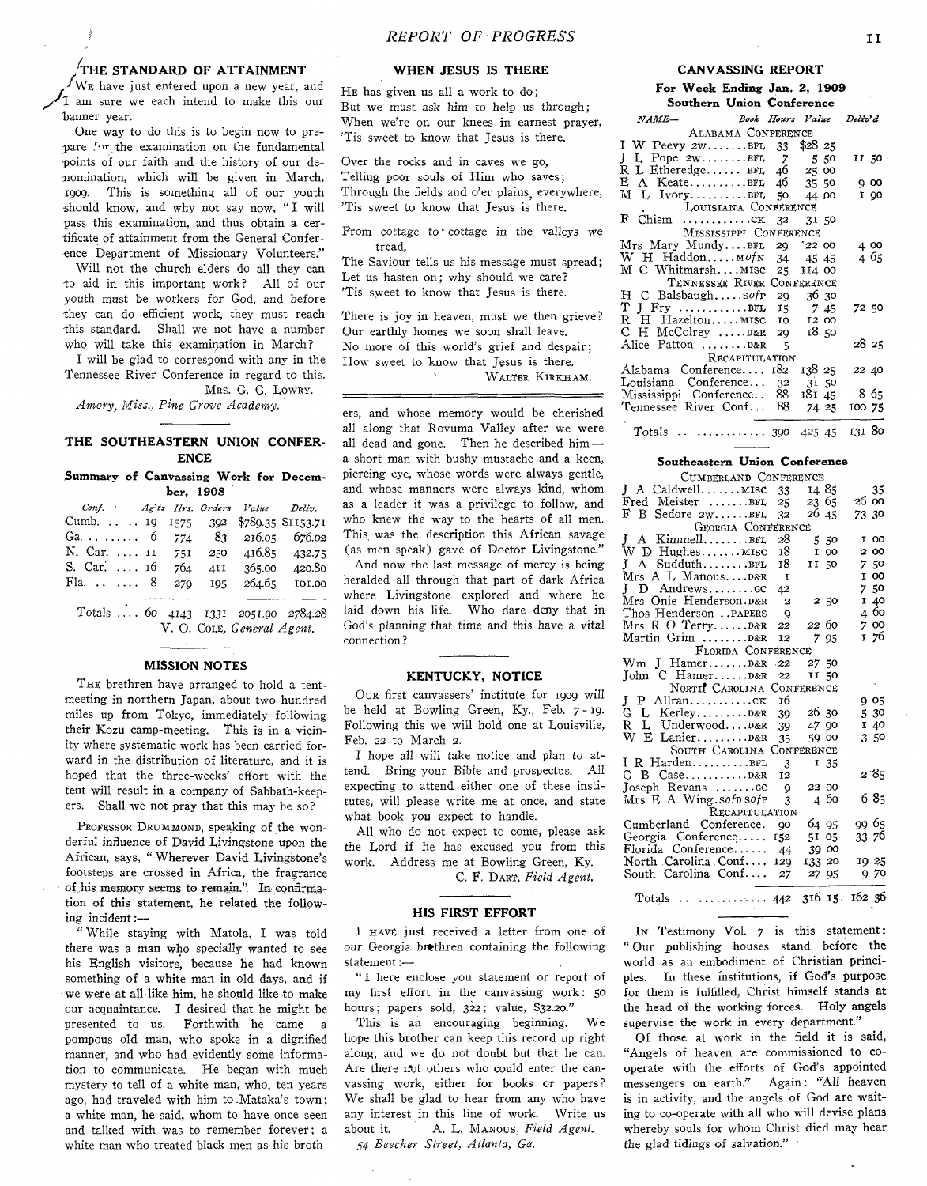## THE STANDARD OF ATTAINMENT

We have just entered upon a new year, and I am sure we each intend to make this our banner year.

One way to do this is to begin now to prepare for the examination on the fundamental points of our faith and the history of our denomination, which will be given in March, 1909. This is something all of our youth should know, and why not say now, "I will pass this examination, and thus obtain a certificate of attainment from the General Conference Department of Missionary Volunteers."

Will not the church elders do all they can to aid in this important work? All of our youth must be workers for God, and before they can do efficient work, they must reach this standard. Shall we not have a number who will take this examination in March?

I will be glad to correspond with any in the Tennessee River Conference in regard to this.

Mrs. G. G. Lowry.

*Amory, Miss., Pine Grove Academy.*

## THE SOUTHEASTERN UNION CONFERENCE

**Summary of Canvassing Work for December, 1908**

| Conf. | Ag'ts | Hrs. | Orders | Value | Deliv. |
|---|---|---|---|---|---|
| Cumb. | 19 | 1575 | 392 | $789.35 | $1153.71 |
| Ga. | 6 | 774 | 83 | 216.05 | 676.02 |
| N. Car. | 11 | 751 | 250 | 416.85 | 432.75 |
| S. Car. | 16 | 764 | 411 | 365.00 | 420.80 |
| Fla. | 8 | 279 | 195 | 264.65 | 101.00 |
| Totals | 60 | 4143 | 1331 | 2051.90 | 2784.28 |

V. O. Cole, *General Agent.*

## MISSION NOTES

The brethren have arranged to hold a tent-meeting in northern Japan, about two hundred miles up from Tokyo, immediately following their Kozu camp-meeting. This is in a vicinity where systematic work has been carried forward in the distribution of literature, and it is hoped that the three-weeks' effort with the tent will result in a company of Sabbath-keepers. Shall we not pray that this may be so?

Professor Drummond, speaking of the wonderful influence of David Livingstone upon the African, says, "Wherever David Livingstone's footsteps are crossed in Africa, the fragrance of his memory seems to remain." In confirmation of this statement, he related the following incident:—

"While staying with Matola, I was told there was a man who specially wanted to see his English visitors, because he had known something of a white man in old days, and if we were at all like him, he should like to make our acquaintance. I desired that he might be presented to us. Forthwith he came — a pompous old man, who spoke in a dignified manner, and who had evidently some information to communicate. He began with much mystery to tell of a white man, who, ten years ago, had traveled with him to Mataka's town; a white man, he said, whom to have once seen and talked with was to remember forever; a white man who treated black men as his brothers, and whose memory would be cherished all along that Rovuma Valley after we were all dead and gone. Then he described him — a short man with bushy mustache and a keen, piercing eye, whose words were always gentle, and whose manners were always kind, whom as a leader it was a privilege to follow, and who knew the way to the hearts of all men. This was the description this African savage (as men speak) gave of Doctor Livingstone."

And now the last message of mercy is being heralded all through that part of dark Africa where Livingstone explored and where he laid down his life. Who dare deny that in God's planning that time and this have a vital connection?

## WHEN JESUS IS THERE

He has given us all a work to do;
But we must ask him to help us through;
When we're on our knees in earnest prayer,
'Tis sweet to know that Jesus is there.

Over the rocks and in caves we go,
Telling poor souls of Him who saves;
Through the fields and o'er plains, everywhere,
'Tis sweet to know that Jesus is there.

From cottage to cottage in the valleys we tread,
The Saviour tells us his message must spread;
Let us hasten on; why should we care?
'Tis sweet to know that Jesus is there.

There is joy in heaven, must we then grieve?
Our earthly homes we soon shall leave.
No more of this world's grief and despair;
How sweet to know that Jesus is there.

Walter Kirkham.

## KENTUCKY, NOTICE

Our first canvassers' institute for 1909 will be held at Bowling Green, Ky., Feb. 7-19. Following this we will hold one at Louisville, Feb. 22 to March 2.

I hope all will take notice and plan to attend. Bring your Bible and prospectus. All expecting to attend either one of these institutes, will please write me at once, and state what book you expect to handle.

All who do not expect to come, please ask the Lord if he has excused you from this work. Address me at Bowling Green, Ky.

C. F. Dart, *Field Agent.*

## HIS FIRST EFFORT

I have just received a letter from one of our Georgia brethren containing the following statement:—

"I here enclose you statement or report of my first effort in the canvassing work: 50 hours; papers sold, 322; value, $32.20."

This is an encouraging beginning. We hope this brother can keep this record up right along, and we do not doubt but that he can. Are there not others who could enter the canvassing work, either for books or papers? We shall be glad to hear from any who have any interest in this line of work. Write us about it.

A. L. Manous, *Field Agent.*

*54 Beecher Street, Atlanta, Ga.*

## CANVASSING REPORT

**For Week Ending Jan. 2, 1909**

**Southern Union Conference**

| NAME— | Book | Hours | Value | Deliv'd |
|---|---|---|---|---|
| **Alabama Conference** | | | | |
| I W Peevy 2w | BFL | 33 | $28 25 | |
| J L Pope 2w | BFL | 7 | 5 50 | 11 50 |
| R L Etheredge | BFL | 46 | 25 00 | |
| E A Keate | BFL | 46 | 35 50 | 9 00 |
| M L Ivory | BFL | 50 | 44 00 | 1 90 |
| **Louisiana Conference** | | | | |
| F Chism | CK | 32 | 31 50 | |
| **Mississippi Conference** | | | | |
| Mrs Mary Mundy | BFL | 29 | 22 00 | 4 00 |
| W H Haddon | MofN | 34 | 45 45 | 4 65 |
| M C Whitmarsh | MISC | 25 | 114 00 | |
| **Tennessee River Conference** | | | | |
| H C Balsbaugh | SofP | 29 | 36 30 | |
| T J Fry | BFL | 15 | 7 45 | 72 50 |
| R H Hazelton | MISC | 10 | 12 00 | |
| C H McColrey | D&R | 29 | 18 50 | |
| Alice Patton | D&R | 5 | | 28 25 |
| **Recapitulation** | | | | |
| Alabama Conference | | 182 | 138 25 | 22 40 |
| Louisiana Conference | | 32 | 31 50 | |
| Mississippi Conference | | 88 | 181 45 | 8 65 |
| Tennessee River Conf. | | 88 | 74 25 | 100 75 |
| Totals | | 390 | 425 45 | 131 80 |

**Southeastern Union Conference**

| NAME— | Book | Hours | Value | Deliv'd |
|---|---|---|---|---|
| **Cumberland Conference** | | | | |
| J A Caldwell | MISC | 33 | 14 85 | 35 |
| Fred Meister | BFL | 25 | 23 65 | 26 00 |
| F B Sedore 2w | BFL | 32 | 26 45 | 73 30 |
| **Georgia Conference** | | | | |
| J A Kimmell | BFL | 28 | 5 50 | 1 00 |
| W D Hughes | MISC | 18 | 1 00 | 2 00 |
| J A Sudduth | BFL | 18 | 11 50 | 7 50 |
| Mrs A L Manous | D&R | 1 | | 1 00 |
| J D Andrews | GC | 42 | | 7 50 |
| Mrs Onie Henderson | D&R | 2 | 2 50 | 1 40 |
| Thos Henderson | PAPERS | 9 | | 4 60 |
| Mrs R O Terry | D&R | 22 | 22 60 | 7 00 |
| Martin Grim | D&R | 12 | 7 95 | 1 76 |
| **Florida Conference** | | | | |
| Wm J Hamer | D&R | 22 | 27 50 | |
| John C Hamer | D&R | 22 | 11 50 | |
| **North Carolina Conference** | | | | |
| J P Allran | CK | 16 | | 9 05 |
| G L Kerley | D&R | 39 | 26 30 | 5 30 |
| R L Underwood | D&R | 39 | 47 90 | 1 40 |
| W E Lanier | D&R | 35 | 59 00 | 3 50 |
| **South Carolina Conference** | | | | |
| I R Harden | BFL | 3 | 1 35 | |
| G B Case | D&R | 12 | | 2 85 |
| Joseph Revans | GC | 9 | 22 00 | |
| Mrs E A Wing | sofp sofp | 3 | 4 60 | 6 85 |
| **Recapitulation** | | | | |
| Cumberland Conference | | 90 | 64 95 | 99 65 |
| Georgia Conference | | 152 | 51 05 | 33 76 |
| Florida Conference | | 44 | 39 00 | |
| North Carolina Conf. | | 129 | 133 20 | 19 25 |
| South Carolina Conf. | | 27 | 27 95 | 9 70 |
| Totals | | 442 | 316 15 | 162 36 |

In Testimony Vol. 7 is this statement: "Our publishing houses stand before the world as an embodiment of Christian principles. In these institutions, if God's purpose for them is fulfilled, Christ himself stands at the head of the working forces. Holy angels supervise the work in every department."

Of those at work in the field it is said, "Angels of heaven are commissioned to co-operate with the efforts of God's appointed messengers on earth." Again: "All heaven is in activity, and the angels of God are waiting to co-operate with all who will devise plans whereby souls for whom Christ died may hear the glad tidings of salvation."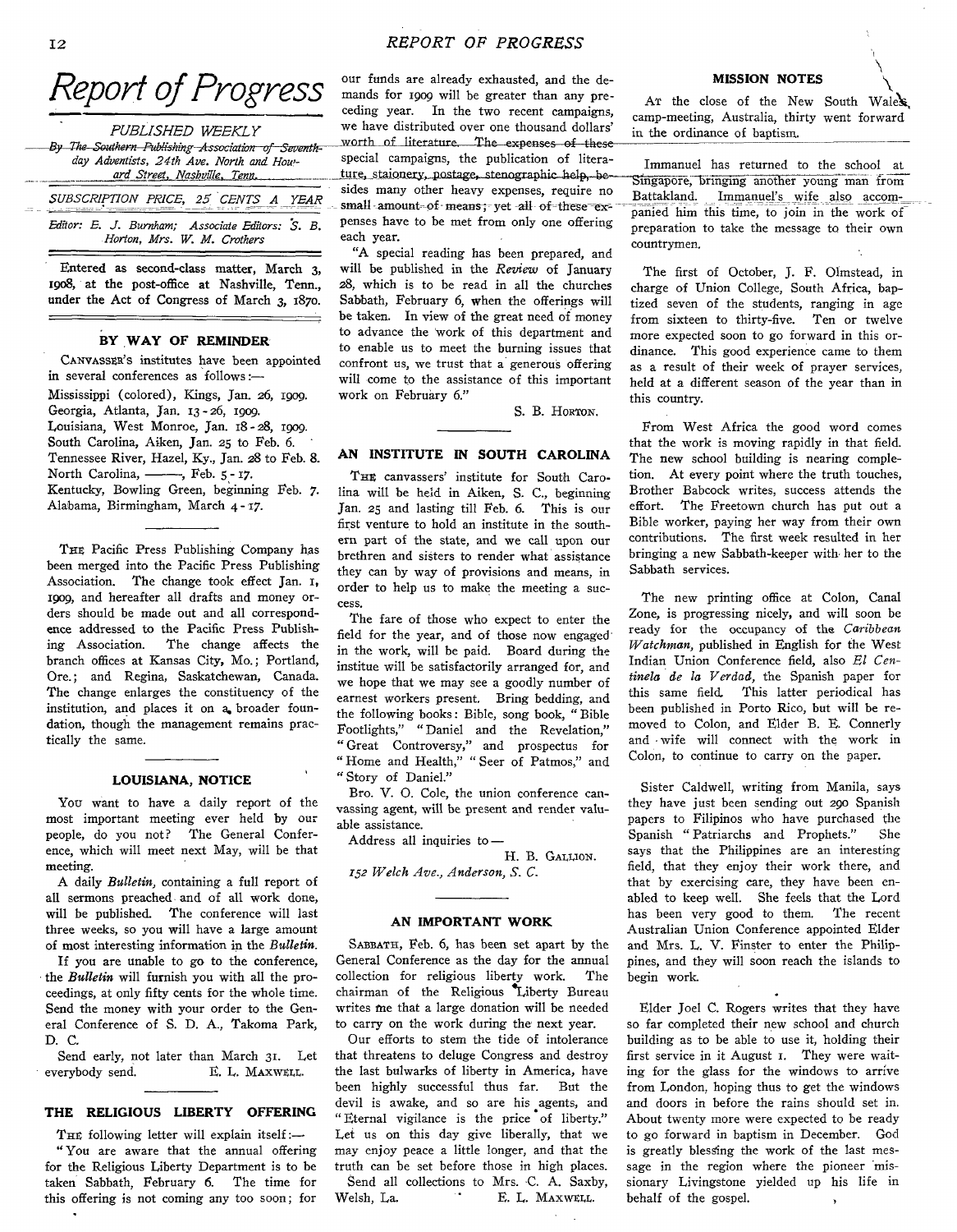# Report of Progress

*PUBLISHED WEEKLY*

By The Southern Publishing Association of Seventh-day Adventists, 24th Ave. North and Howard Street, Nashville, Tenn.

SUBSCRIPTION PRICE, 25 CENTS A YEAR

*Editor: E. J. Burnham; Associate Editors: S. B. Horton, Mrs. W. M. Crothers*

Entered as second-class matter, March 3, 1908, at the post-office at Nashville, Tenn., under the Act of Congress of March 3, 1870.

### BY WAY OF REMINDER

CANVASSER'S institutes have been appointed in several conferences as follows:—

Mississippi (colored), Kings, Jan. 26, 1909.
Georgia, Atlanta, Jan. 13-26, 1909.
Louisiana, West Monroe, Jan. 18-28, 1909.
South Carolina, Aiken, Jan. 25 to Feb. 6.
Tennessee River, Hazel, Ky., Jan. 28 to Feb. 8.
North Carolina, ——, Feb. 5-17.
Kentucky, Bowling Green, beginning Feb. 7.
Alabama, Birmingham, March 4-17.

THE Pacific Press Publishing Company has been merged into the Pacific Press Publishing Association. The change took effect Jan. 1, 1909, and hereafter all drafts and money orders should be made out and all correspondence addressed to the Pacific Press Publishing Association. The change affects the branch offices at Kansas City, Mo.; Portland, Ore.; and Regina, Saskatchewan, Canada. The change enlarges the constituency of the institution, and places it on a broader foundation, though the management remains practically the same.

### LOUISIANA, NOTICE

YOU want to have a daily report of the most important meeting ever held by our people, do you not? The General Conference, which will meet next May, will be that meeting.

A daily *Bulletin*, containing a full report of all sermons preached and of all work done, will be published. The conference will last three weeks, so you will have a large amount of most interesting information in the *Bulletin*.

If you are unable to go to the conference, the *Bulletin* will furnish you with all the proceedings, at only fifty cents for the whole time. Send the money with your order to the General Conference of S. D. A., Takoma Park, D. C.

Send early, not later than March 31. Let everybody send. E. L. MAXWELL.

### THE RELIGIOUS LIBERTY OFFERING

THE following letter will explain itself:—

"You are aware that the annual offering for the Religious Liberty Department is to be taken Sabbath, February 6. The time for this offering is not coming any too soon; for our funds are already exhausted, and the demands for 1909 will be greater than any preceding year. In the two recent campaigns, we have distributed over one thousand dollars' worth of literature. The expenses of these special campaigns, the publication of literature, staionery, postage, stenographic help, besides many other heavy expenses, require no small amount of means; yet all of these expenses have to be met from only one offering each year.

"A special reading has been prepared, and will be published in the *Review* of January 28, which is to be read in all the churches Sabbath, February 6, when the offerings will be taken. In view of the great need of money to advance the work of this department and to enable us to meet the burning issues that confront us, we trust that a generous offering will come to the assistance of this important work on February 6."

S. B. HORTON.

### AN INSTITUTE IN SOUTH CAROLINA

THE canvassers' institute for South Carolina will be held in Aiken, S. C., beginning Jan. 25 and lasting till Feb. 6. This is our first venture to hold an institute in the southern part of the state, and we call upon our brethren and sisters to render what assistance they can by way of provisions and means, in order to help us to make the meeting a success.

The fare of those who expect to enter the field for the year, and of those now engaged in the work, will be paid. Board during the institue will be satisfactorily arranged for, and we hope that we may see a goodly number of earnest workers present. Bring bedding, and the following books: Bible, song book, "Bible Footlights," "Daniel and the Revelation," "Great Controversy," and prospectus for "Home and Health," "Seer of Patmos," and "Story of Daniel."

Bro. V. O. Cole, the union conference canvassing agent, will be present and render valuable assistance.

Address all inquiries to—

H. B. GALLION.
*152 Welch Ave., Anderson, S. C.*

### AN IMPORTANT WORK

SABBATH, Feb. 6, has been set apart by the General Conference as the day for the annual collection for religious liberty work. The chairman of the Religious Liberty Bureau writes me that a large donation will be needed to carry on the work during the next year.

Our efforts to stem the tide of intolerance that threatens to deluge Congress and destroy the last bulwarks of liberty in America, have been highly successful thus far. But the devil is awake, and so are his agents, and "Eternal vigilance is the price of liberty." Let us on this day give liberally, that we may enjoy peace a little longer, and that the truth can be set before those in high places.

Send all collections to Mrs. C. A. Saxby, Welsh, La. E. L. MAXWELL.

### MISSION NOTES

AT the close of the New South Wales camp-meeting, Australia, thirty went forward in the ordinance of baptism.

Immanuel has returned to the school at Singapore, bringing another young man from Battakland. Immanuel's wife also accompanied him this time, to join in the work of preparation to take the message to their own countrymen.

The first of October, J. F. Olmstead, in charge of Union College, South Africa, baptized seven of the students, ranging in age from sixteen to thirty-five. Ten or twelve more expected soon to go forward in this ordinance. This good experience came to them as a result of their week of prayer services, held at a different season of the year than in this country.

From West Africa the good word comes that the work is moving rapidly in that field. The new school building is nearing completion. At every point where the truth touches, Brother Babcock writes, success attends the effort. The Freetown church has put out a Bible worker, paying her way from their own contributions. The first week resulted in her bringing a new Sabbath-keeper with her to the Sabbath services.

The new printing office at Colon, Canal Zone, is progressing nicely, and will soon be ready for the occupancy of the *Caribbean Watchman*, published in English for the West Indian Union Conference field, also *El Centinela de la Verdad*, the Spanish paper for this same field. This latter periodical has been published in Porto Rico, but will be removed to Colon, and Elder B. E. Connerly and wife will connect with the work in Colon, to continue to carry on the paper.

Sister Caldwell, writing from Manila, says they have just been sending out 290 Spanish papers to Filipinos who have purchased the Spanish "Patriarchs and Prophets." She says that the Philippines are an interesting field, that they enjoy their work there, and that by exercising care, they have been enabled to keep well. She feels that the Lord has been very good to them. The recent Australian Union Conference appointed Elder and Mrs. L. V. Finster to enter the Philippines, and they will soon reach the islands to begin work.

Elder Joel C. Rogers writes that they have so far completed their new school and church building as to be able to use it, holding their first service in it August 1. They were waiting for the glass for the windows to arrive from London, hoping thus to get the windows and doors in before the rains should set in. About twenty more were expected to be ready to go forward in baptism in December. God is greatly blessing the work of the last message in the region where the pioneer missionary Livingstone yielded up his life in behalf of the gospel.